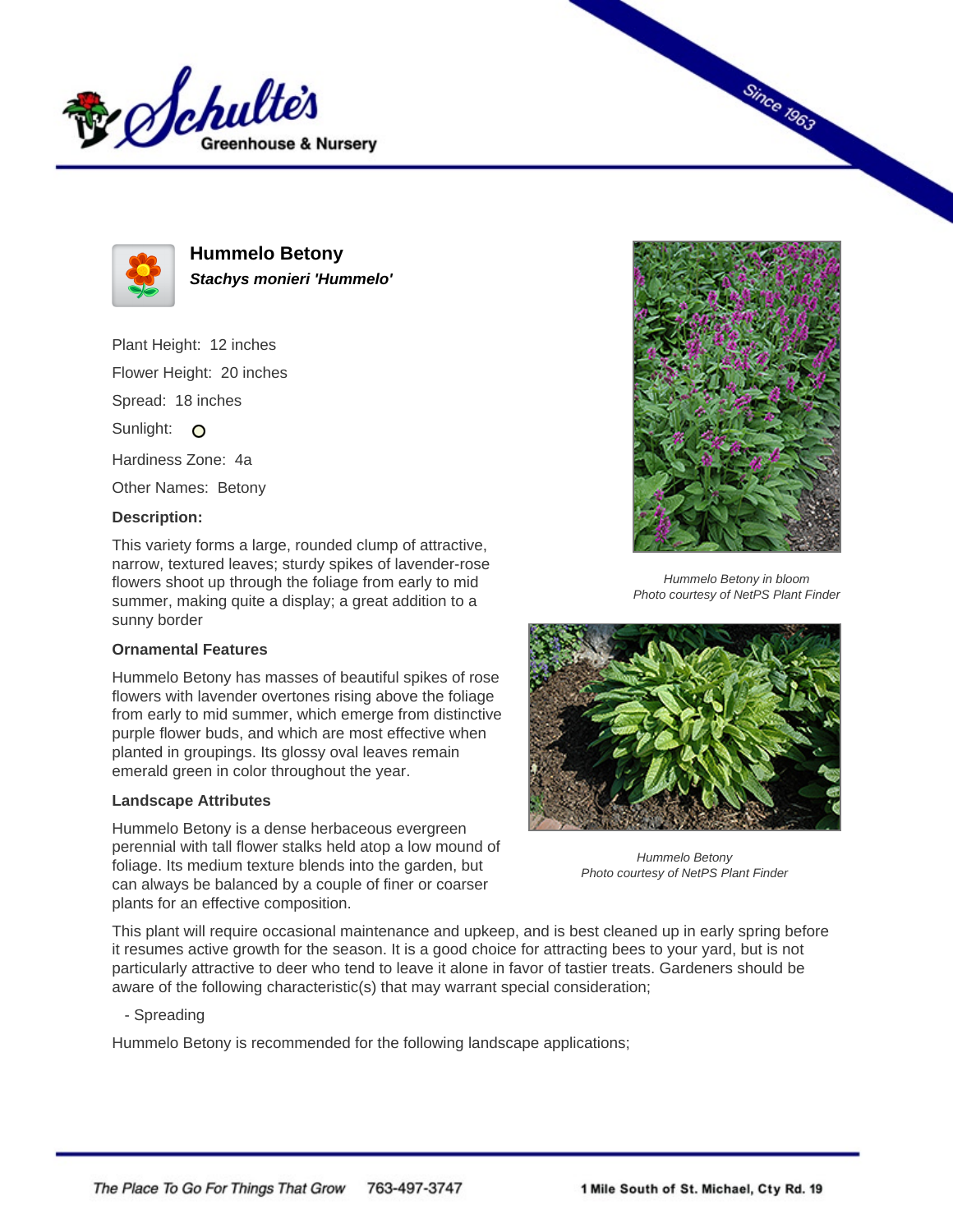# Hummelo Betony

***Stachys monieri 'Hummelo'***

Plant Height: 12 inches

Flower Height: 20 inches

Spread: 18 inches

Sunlight:

Hardiness Zone: 4a

Other Names: Betony

**Description:**

This variety forms a large, rounded clump of attractive, narrow, textured leaves; sturdy spikes of lavender-rose flowers shoot up through the foliage from early to mid summer, making quite a display; a great addition to a sunny border

*Hummelo Betony in bloom*
*Photo courtesy of NetPS Plant Finder*

### Ornamental Features

Hummelo Betony has masses of beautiful spikes of rose flowers with lavender overtones rising above the foliage from early to mid summer, which emerge from distinctive purple flower buds, and which are most effective when planted in groupings. Its glossy oval leaves remain emerald green in color throughout the year.

*Hummelo Betony*
*Photo courtesy of NetPS Plant Finder*

### Landscape Attributes

Hummelo Betony is a dense herbaceous evergreen perennial with tall flower stalks held atop a low mound of foliage. Its medium texture blends into the garden, but can always be balanced by a couple of finer or coarser plants for an effective composition.

This plant will require occasional maintenance and upkeep, and is best cleaned up in early spring before it resumes active growth for the season. It is a good choice for attracting bees to your yard, but is not particularly attractive to deer who tend to leave it alone in favor of tastier treats. Gardeners should be aware of the following characteristic(s) that may warrant special consideration;

- Spreading

Hummelo Betony is recommended for the following landscape applications;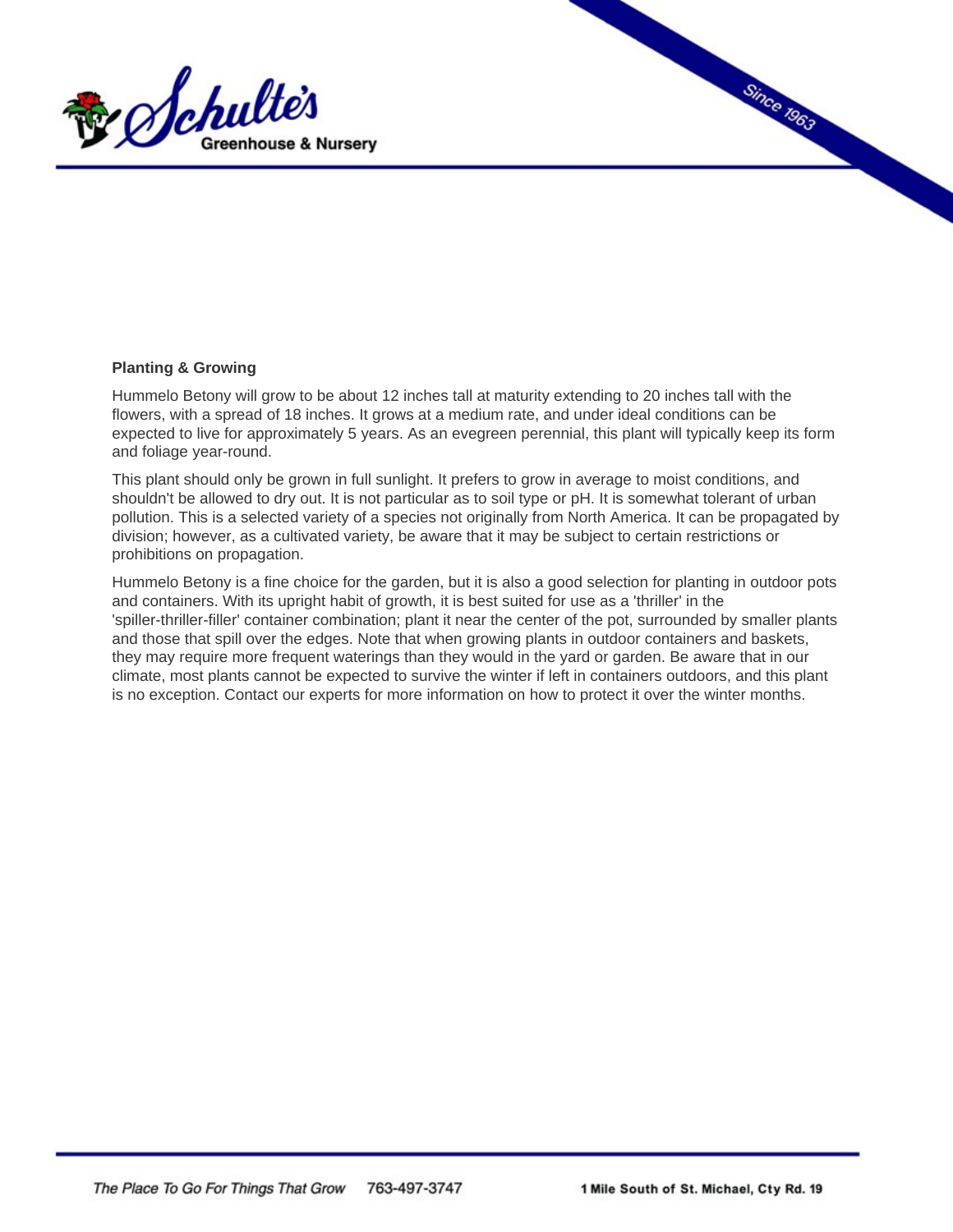**Planting & Growing**

Hummelo Betony will grow to be about 12 inches tall at maturity extending to 20 inches tall with the flowers, with a spread of 18 inches. It grows at a medium rate, and under ideal conditions can be expected to live for approximately 5 years. As an evegreen perennial, this plant will typically keep its form and foliage year-round.

This plant should only be grown in full sunlight. It prefers to grow in average to moist conditions, and shouldn't be allowed to dry out. It is not particular as to soil type or pH. It is somewhat tolerant of urban pollution. This is a selected variety of a species not originally from North America. It can be propagated by division; however, as a cultivated variety, be aware that it may be subject to certain restrictions or prohibitions on propagation.

Hummelo Betony is a fine choice for the garden, but it is also a good selection for planting in outdoor pots and containers. With its upright habit of growth, it is best suited for use as a 'thriller' in the 'spiller-thriller-filler' container combination; plant it near the center of the pot, surrounded by smaller plants and those that spill over the edges. Note that when growing plants in outdoor containers and baskets, they may require more frequent waterings than they would in the yard or garden. Be aware that in our climate, most plants cannot be expected to survive the winter if left in containers outdoors, and this plant is no exception. Contact our experts for more information on how to protect it over the winter months.